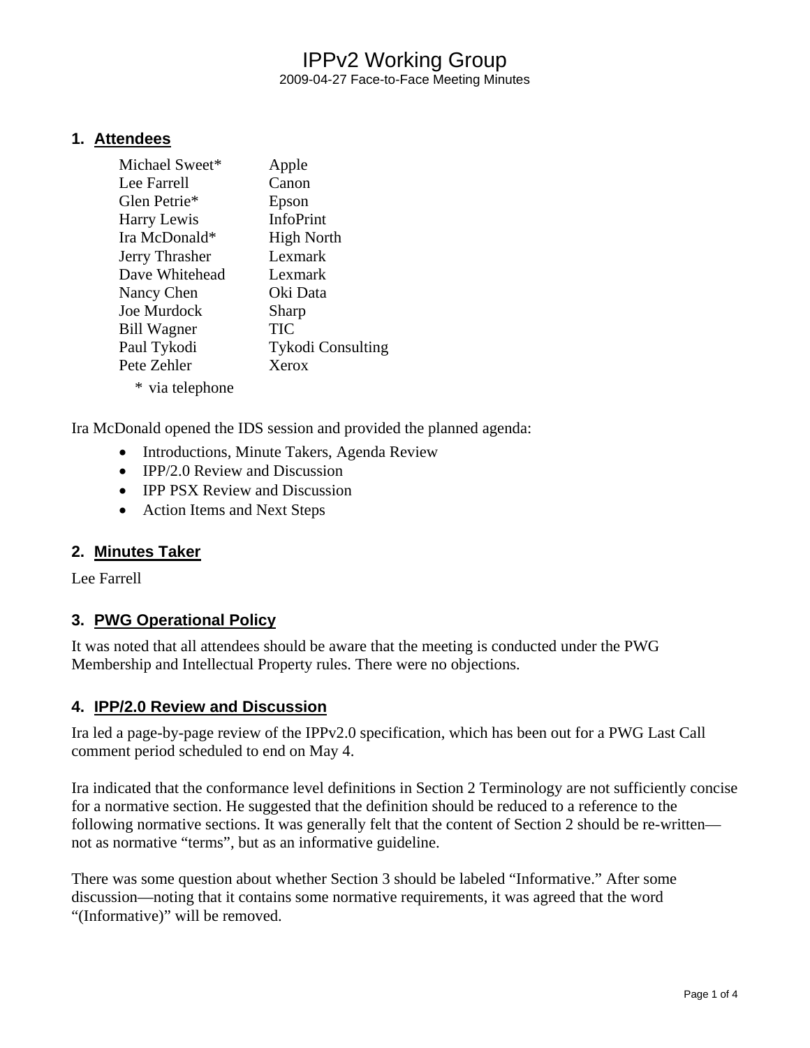# IPPv2 Working Group

2009-04-27 Face-to-Face Meeting Minutes

## 1. Attendees

| | |
|---|---|
| Michael Sweet* | Apple |
| Lee Farrell | Canon |
| Glen Petrie* | Epson |
| Harry Lewis | InfoPrint |
| Ira McDonald* | High North |
| Jerry Thrasher | Lexmark |
| Dave Whitehead | Lexmark |
| Nancy Chen | Oki Data |
| Joe Murdock | Sharp |
| Bill Wagner | TIC |
| Paul Tykodi | Tykodi Consulting |
| Pete Zehler | Xerox |

\* via telephone

Ira McDonald opened the IDS session and provided the planned agenda:

- Introductions, Minute Takers, Agenda Review
- IPP/2.0 Review and Discussion
- IPP PSX Review and Discussion
- Action Items and Next Steps

## 2. Minutes Taker

Lee Farrell

## 3. PWG Operational Policy

It was noted that all attendees should be aware that the meeting is conducted under the PWG Membership and Intellectual Property rules. There were no objections.

## 4. IPP/2.0 Review and Discussion

Ira led a page-by-page review of the IPPv2.0 specification, which has been out for a PWG Last Call comment period scheduled to end on May 4.

Ira indicated that the conformance level definitions in Section 2 Terminology are not sufficiently concise for a normative section. He suggested that the definition should be reduced to a reference to the following normative sections. It was generally felt that the content of Section 2 should be re-written—not as normative "terms", but as an informative guideline.

There was some question about whether Section 3 should be labeled "Informative." After some discussion—noting that it contains some normative requirements, it was agreed that the word "(Informative)" will be removed.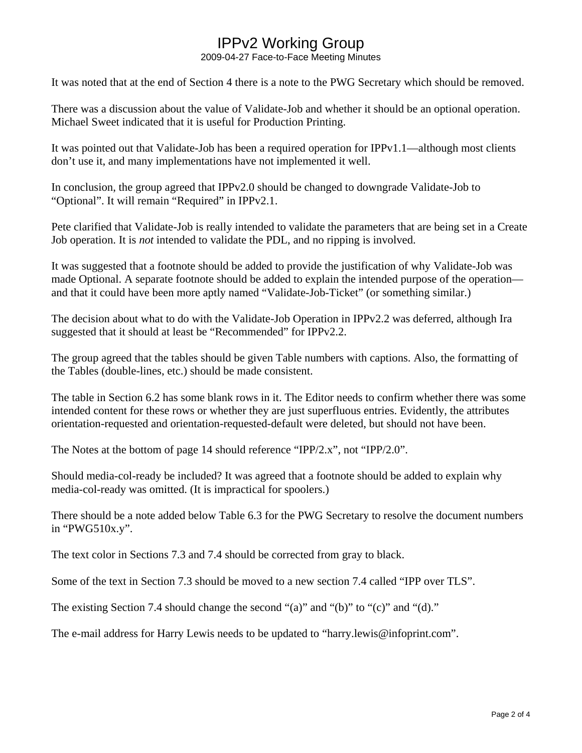It was noted that at the end of Section 4 there is a note to the PWG Secretary which should be removed.

There was a discussion about the value of Validate-Job and whether it should be an optional operation. Michael Sweet indicated that it is useful for Production Printing.

It was pointed out that Validate-Job has been a required operation for IPPv1.1—although most clients don't use it, and many implementations have not implemented it well.

In conclusion, the group agreed that IPPv2.0 should be changed to downgrade Validate-Job to "Optional". It will remain "Required" in IPPv2.1.

Pete clarified that Validate-Job is really intended to validate the parameters that are being set in a Create Job operation. It is *not* intended to validate the PDL, and no ripping is involved.

It was suggested that a footnote should be added to provide the justification of why Validate-Job was made Optional. A separate footnote should be added to explain the intended purpose of the operation—and that it could have been more aptly named "Validate-Job-Ticket" (or something similar.)

The decision about what to do with the Validate-Job Operation in IPPv2.2 was deferred, although Ira suggested that it should at least be "Recommended" for IPPv2.2.

The group agreed that the tables should be given Table numbers with captions. Also, the formatting of the Tables (double-lines, etc.) should be made consistent.

The table in Section 6.2 has some blank rows in it. The Editor needs to confirm whether there was some intended content for these rows or whether they are just superfluous entries. Evidently, the attributes orientation-requested and orientation-requested-default were deleted, but should not have been.

The Notes at the bottom of page 14 should reference "IPP/2.x", not "IPP/2.0".

Should media-col-ready be included? It was agreed that a footnote should be added to explain why media-col-ready was omitted. (It is impractical for spoolers.)

There should be a note added below Table 6.3 for the PWG Secretary to resolve the document numbers in "PWG510x.y".

The text color in Sections 7.3 and 7.4 should be corrected from gray to black.

Some of the text in Section 7.3 should be moved to a new section 7.4 called "IPP over TLS".

The existing Section 7.4 should change the second "(a)" and "(b)" to "(c)" and "(d)."

The e-mail address for Harry Lewis needs to be updated to "harry.lewis@infoprint.com".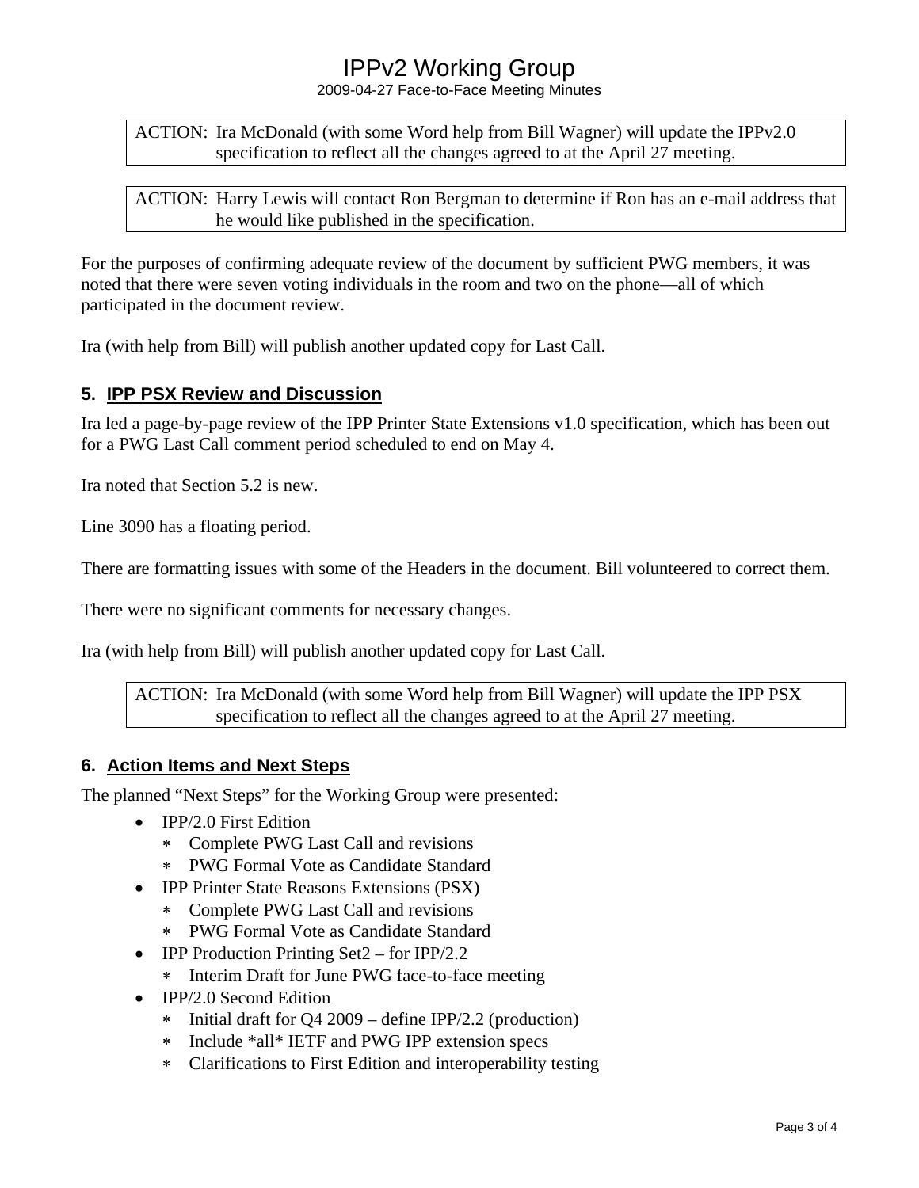ACTION: Ira McDonald (with some Word help from Bill Wagner) will update the IPPv2.0 specification to reflect all the changes agreed to at the April 27 meeting.

ACTION: Harry Lewis will contact Ron Bergman to determine if Ron has an e-mail address that he would like published in the specification.

For the purposes of confirming adequate review of the document by sufficient PWG members, it was noted that there were seven voting individuals in the room and two on the phone—all of which participated in the document review.

Ira (with help from Bill) will publish another updated copy for Last Call.

## 5. IPP PSX Review and Discussion

Ira led a page-by-page review of the IPP Printer State Extensions v1.0 specification, which has been out for a PWG Last Call comment period scheduled to end on May 4.

Ira noted that Section 5.2 is new.

Line 3090 has a floating period.

There are formatting issues with some of the Headers in the document. Bill volunteered to correct them.

There were no significant comments for necessary changes.

Ira (with help from Bill) will publish another updated copy for Last Call.

ACTION: Ira McDonald (with some Word help from Bill Wagner) will update the IPP PSX specification to reflect all the changes agreed to at the April 27 meeting.

## 6. Action Items and Next Steps

The planned "Next Steps" for the Working Group were presented:

- IPP/2.0 First Edition
  - Complete PWG Last Call and revisions
  - PWG Formal Vote as Candidate Standard
- IPP Printer State Reasons Extensions (PSX)
  - Complete PWG Last Call and revisions
  - PWG Formal Vote as Candidate Standard
- IPP Production Printing Set2 – for IPP/2.2
  - Interim Draft for June PWG face-to-face meeting
- IPP/2.0 Second Edition
  - Initial draft for Q4 2009 – define IPP/2.2 (production)
  - Include *all* IETF and PWG IPP extension specs
  - Clarifications to First Edition and interoperability testing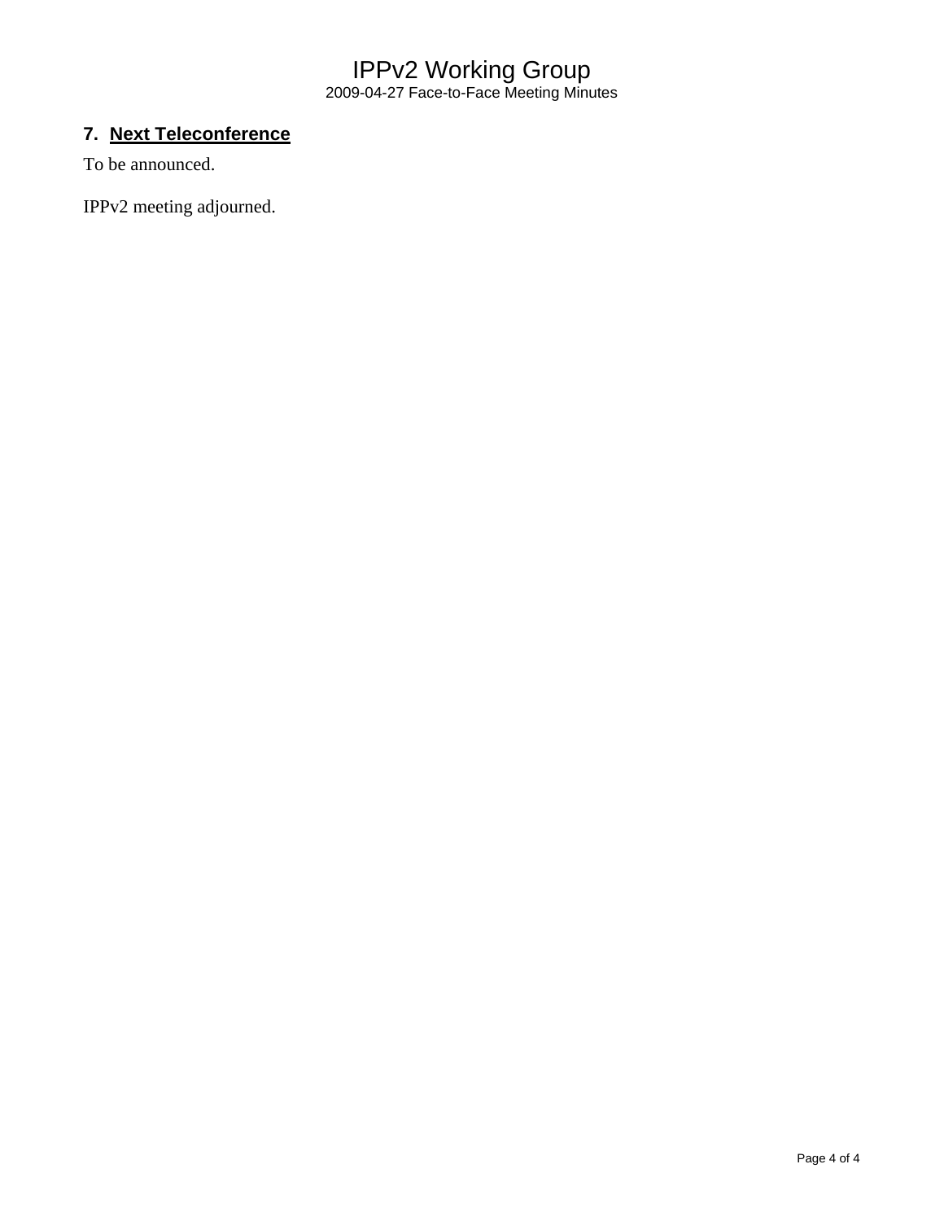## 7. Next Teleconference

To be announced.

IPPv2 meeting adjourned.